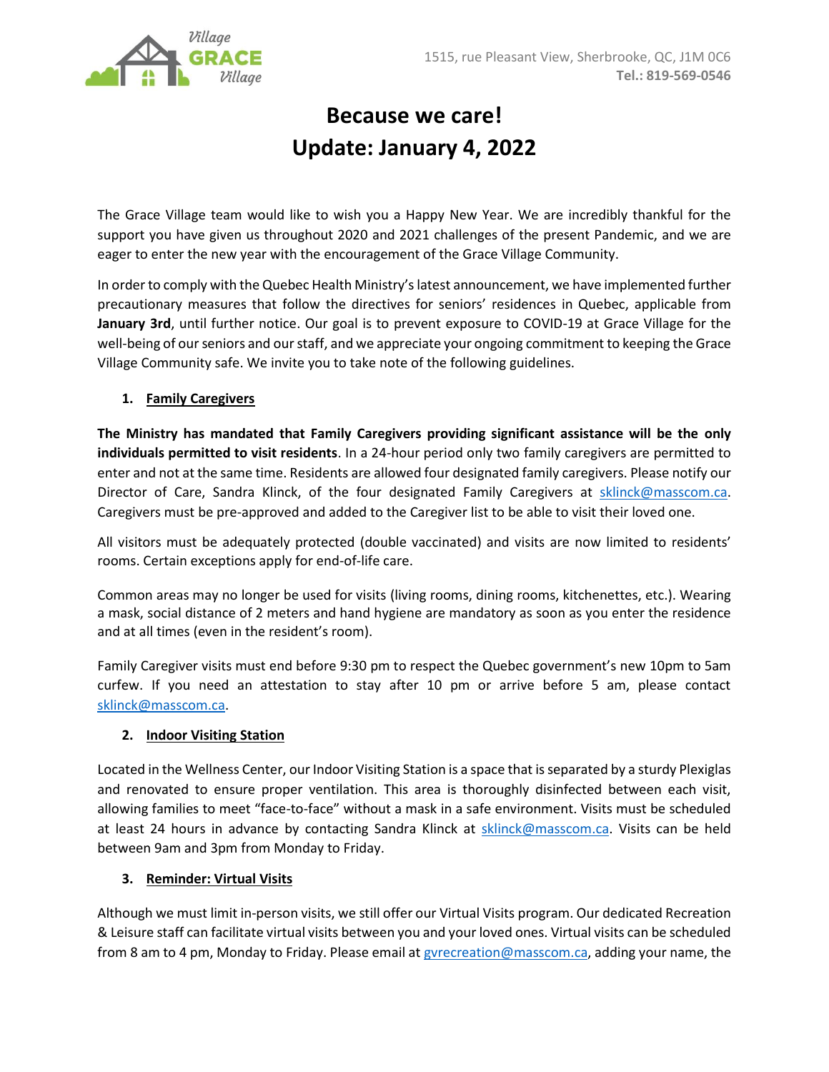Village GRACE Village

1515, rue Pleasant View, Sherbrooke, QC, J1M 0C6
**Tel.: 819-569-0546**

# Because we care!
# Update: January 4, 2022

The Grace Village team would like to wish you a Happy New Year. We are incredibly thankful for the support you have given us throughout 2020 and 2021 challenges of the present Pandemic, and we are eager to enter the new year with the encouragement of the Grace Village Community.

In order to comply with the Quebec Health Ministry's latest announcement, we have implemented further precautionary measures that follow the directives for seniors' residences in Quebec, applicable from **January 3rd**, until further notice. Our goal is to prevent exposure to COVID-19 at Grace Village for the well-being of our seniors and our staff, and we appreciate your ongoing commitment to keeping the Grace Village Community safe. We invite you to take note of the following guidelines.

## 1. Family Caregivers

**The Ministry has mandated that Family Caregivers providing significant assistance will be the only individuals permitted to visit residents**. In a 24-hour period only two family caregivers are permitted to enter and not at the same time. Residents are allowed four designated family caregivers. Please notify our Director of Care, Sandra Klinck, of the four designated Family Caregivers at sklinck@masscom.ca. Caregivers must be pre-approved and added to the Caregiver list to be able to visit their loved one.

All visitors must be adequately protected (double vaccinated) and visits are now limited to residents' rooms. Certain exceptions apply for end-of-life care.

Common areas may no longer be used for visits (living rooms, dining rooms, kitchenettes, etc.). Wearing a mask, social distance of 2 meters and hand hygiene are mandatory as soon as you enter the residence and at all times (even in the resident's room).

Family Caregiver visits must end before 9:30 pm to respect the Quebec government's new 10pm to 5am curfew. If you need an attestation to stay after 10 pm or arrive before 5 am, please contact sklinck@masscom.ca.

## 2. Indoor Visiting Station

Located in the Wellness Center, our Indoor Visiting Station is a space that is separated by a sturdy Plexiglas and renovated to ensure proper ventilation. This area is thoroughly disinfected between each visit, allowing families to meet "face-to-face" without a mask in a safe environment. Visits must be scheduled at least 24 hours in advance by contacting Sandra Klinck at sklinck@masscom.ca. Visits can be held between 9am and 3pm from Monday to Friday.

## 3. Reminder: Virtual Visits

Although we must limit in-person visits, we still offer our Virtual Visits program. Our dedicated Recreation & Leisure staff can facilitate virtual visits between you and your loved ones. Virtual visits can be scheduled from 8 am to 4 pm, Monday to Friday. Please email at gvrecreation@masscom.ca, adding your name, the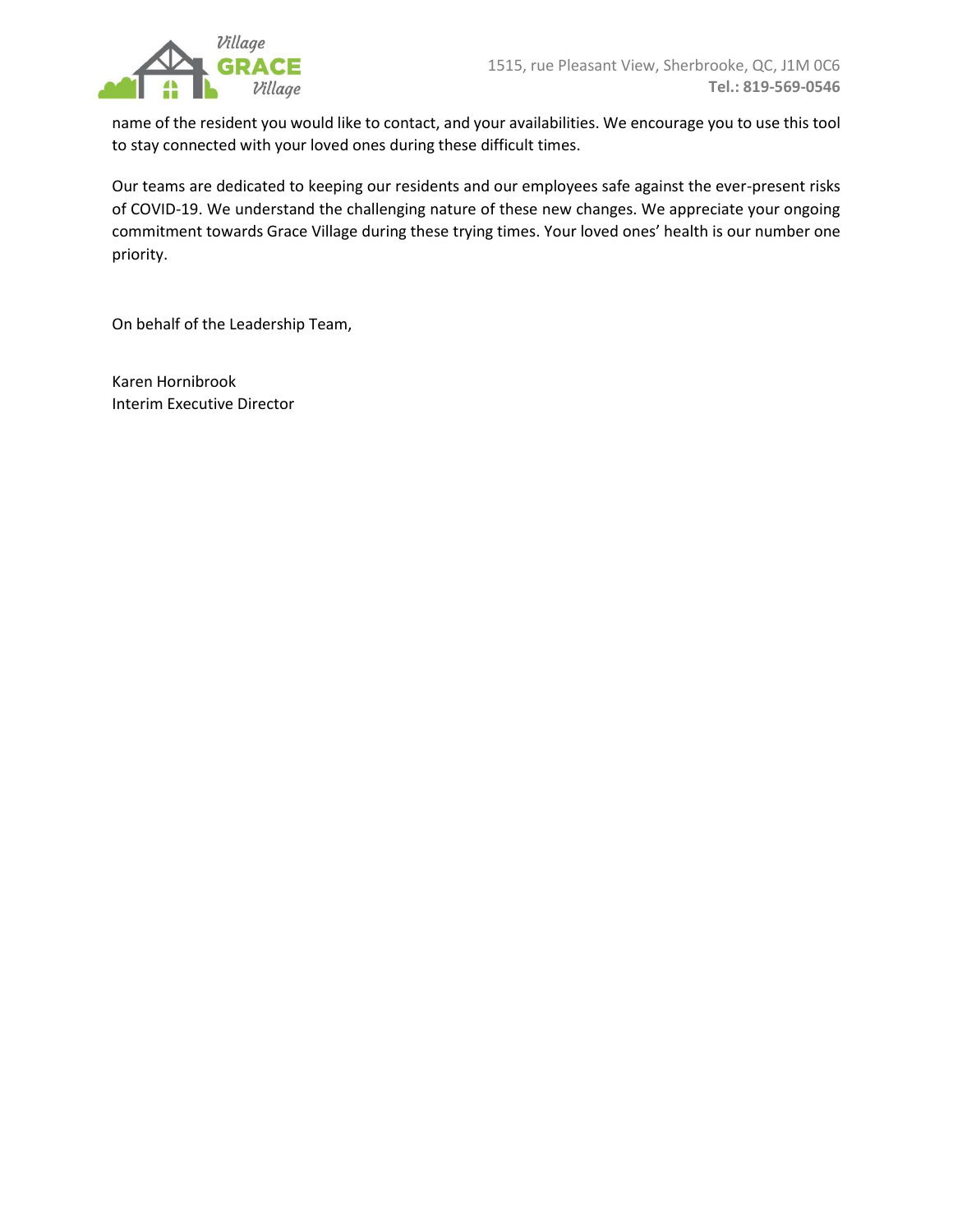name of the resident you would like to contact, and your availabilities. We encourage you to use this tool to stay connected with your loved ones during these difficult times.

Our teams are dedicated to keeping our residents and our employees safe against the ever-present risks of COVID-19. We understand the challenging nature of these new changes. We appreciate your ongoing commitment towards Grace Village during these trying times. Your loved ones' health is our number one priority.

On behalf of the Leadership Team,

Karen Hornibrook
Interim Executive Director